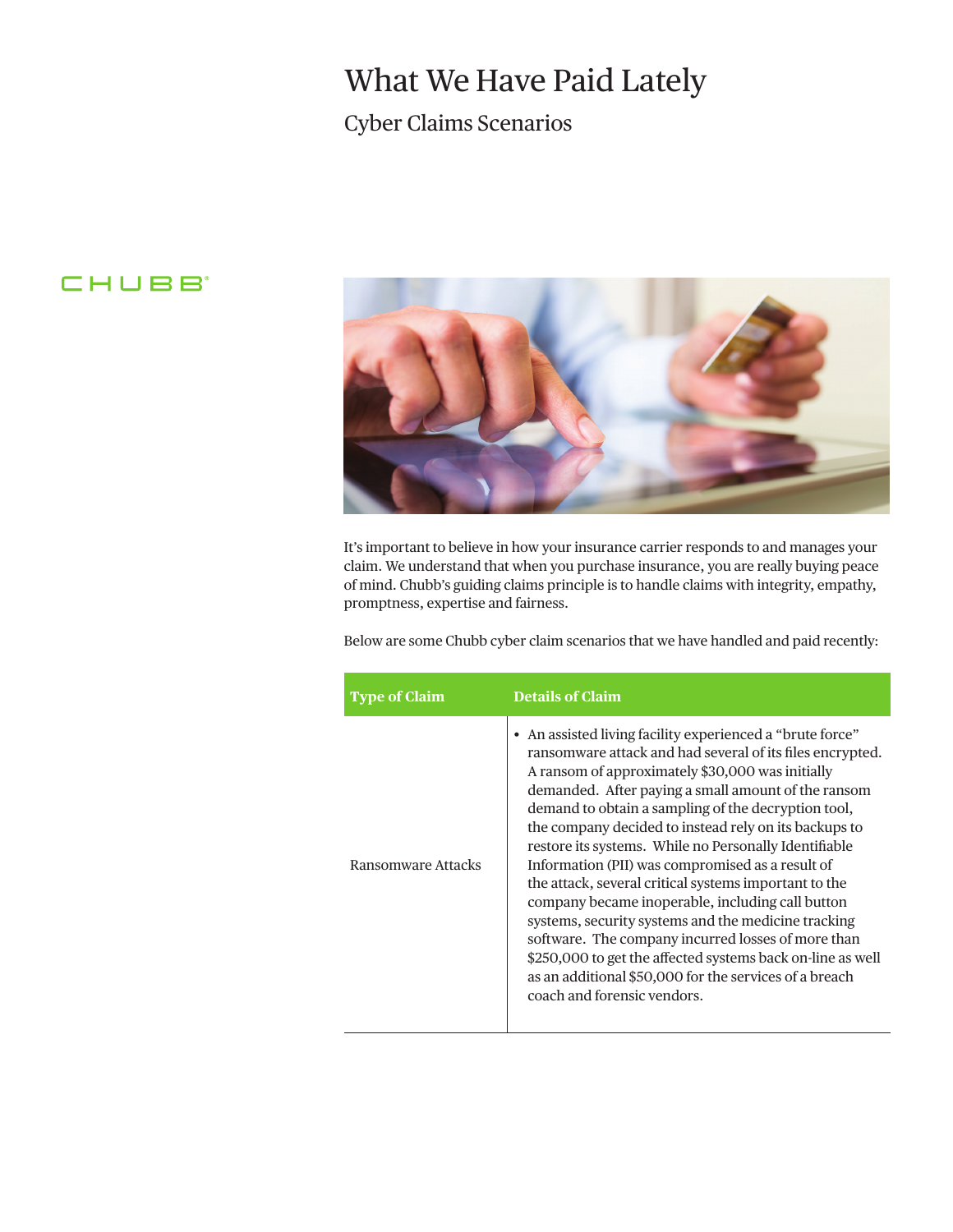# What We Have Paid Lately

## Cyber Claims Scenarios

CHUBB®

It's important to believe in how your insurance carrier responds to and manages your claim. We understand that when you purchase insurance, you are really buying peace of mind. Chubb's guiding claims principle is to handle claims with integrity, empathy, promptness, expertise and fairness.

Below are some Chubb cyber claim scenarios that we have handled and paid recently:

| Type of Claim | Details of Claim |
| --- | --- |
| Ransomware Attacks | • An assisted living facility experienced a "brute force" ransomware attack and had several of its files encrypted. A ransom of approximately $30,000 was initially demanded. After paying a small amount of the ransom demand to obtain a sampling of the decryption tool, the company decided to instead rely on its backups to restore its systems. While no Personally Identifiable Information (PII) was compromised as a result of the attack, several critical systems important to the company became inoperable, including call button systems, security systems and the medicine tracking software. The company incurred losses of more than $250,000 to get the affected systems back on-line as well as an additional $50,000 for the services of a breach coach and forensic vendors. |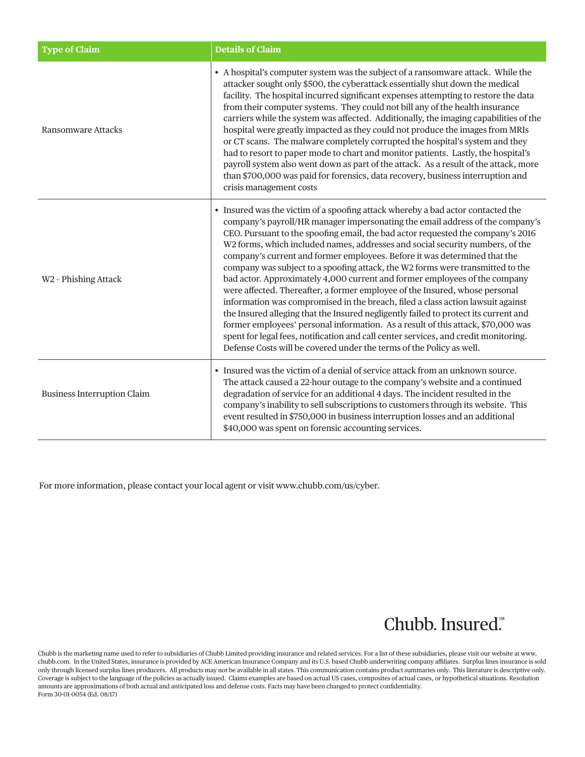| Type of Claim | Details of Claim |
|---|---|
| Ransomware Attacks | • A hospital's computer system was the subject of a ransomware attack. While the attacker sought only $500, the cyberattack essentially shut down the medical facility. The hospital incurred significant expenses attempting to restore the data from their computer systems. They could not bill any of the health insurance carriers while the system was affected. Additionally, the imaging capabilities of the hospital were greatly impacted as they could not produce the images from MRIs or CT scans. The malware completely corrupted the hospital's system and they had to resort to paper mode to chart and monitor patients. Lastly, the hospital's payroll system also went down as part of the attack. As a result of the attack, more than $700,000 was paid for forensics, data recovery, business interruption and crisis management costs |
| W2 - Phishing Attack | • Insured was the victim of a spoofing attack whereby a bad actor contacted the company's payroll/HR manager impersonating the email address of the company's CEO. Pursuant to the spoofing email, the bad actor requested the company's 2016 W2 forms, which included names, addresses and social security numbers, of the company's current and former employees. Before it was determined that the company was subject to a spoofing attack, the W2 forms were transmitted to the bad actor. Approximately 4,000 current and former employees of the company were affected. Thereafter, a former employee of the Insured, whose personal information was compromised in the breach, filed a class action lawsuit against the Insured alleging that the Insured negligently failed to protect its current and former employees' personal information. As a result of this attack, $70,000 was spent for legal fees, notification and call center services, and credit monitoring. Defense Costs will be covered under the terms of the Policy as well. |
| Business Interruption Claim | • Insured was the victim of a denial of service attack from an unknown source. The attack caused a 22-hour outage to the company's website and a continued degradation of service for an additional 4 days. The incident resulted in the company's inability to sell subscriptions to customers through its website. This event resulted in $750,000 in business interruption losses and an additional $40,000 was spent on forensic accounting services. |

For more information, please contact your local agent or visit www.chubb.com/us/cyber.

Chubb. Insured.℠

Chubb is the marketing name used to refer to subsidiaries of Chubb Limited providing insurance and related services. For a list of these subsidiaries, please visit our website at www.chubb.com. In the United States, insurance is provided by ACE American Insurance Company and its U.S. based Chubb underwriting company affiliates. Surplus lines insurance is sold only through licensed surplus lines producers. All products may not be available in all states. This communication contains product summaries only. This literature is descriptive only. Coverage is subject to the language of the policies as actually issued. Claims examples are based on actual US cases, composites of actual cases, or hypothetical situations. Resolution amounts are approximations of both actual and anticipated loss and defense costs. Facts may have been changed to protect confidentiality.
Form 30-01-0054 (Ed. 08/17)